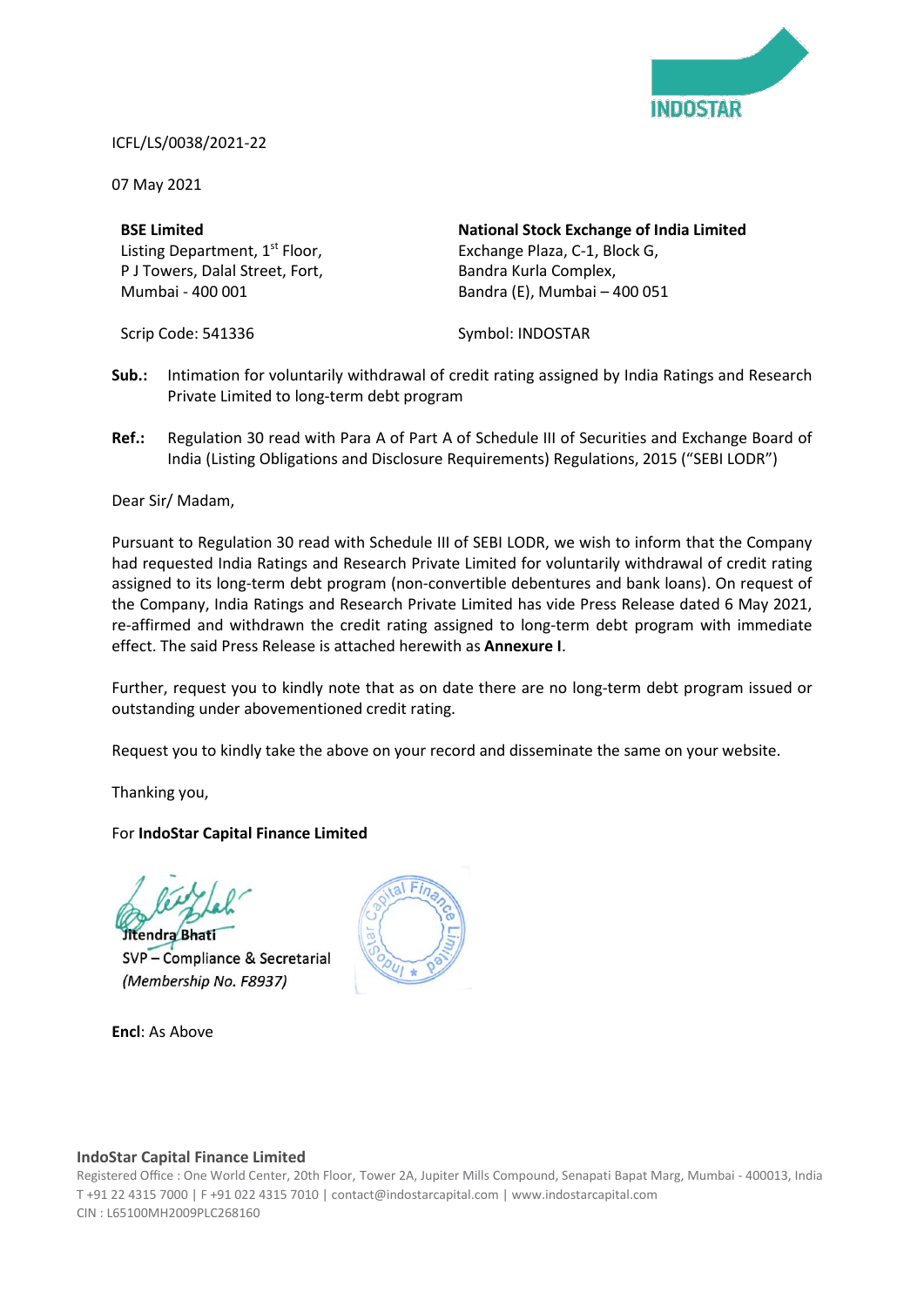ICFL/LS/0038/2021-22

07 May 2021

| BSE Limited | National Stock Exchange of India Limited |
|---|---|
| Listing Department, 1st Floor, | Exchange Plaza, C-1, Block G, |
| P J Towers, Dalal Street, Fort, | Bandra Kurla Complex, |
| Mumbai - 400 001 | Bandra (E), Mumbai – 400 051 |
| Scrip Code: 541336 | Symbol: INDOSTAR |

**Sub.:** Intimation for voluntarily withdrawal of credit rating assigned by India Ratings and Research Private Limited to long-term debt program

**Ref.:** Regulation 30 read with Para A of Part A of Schedule III of Securities and Exchange Board of India (Listing Obligations and Disclosure Requirements) Regulations, 2015 ("SEBI LODR")

Dear Sir/ Madam,

Pursuant to Regulation 30 read with Schedule III of SEBI LODR, we wish to inform that the Company had requested India Ratings and Research Private Limited for voluntarily withdrawal of credit rating assigned to its long-term debt program (non-convertible debentures and bank loans). On request of the Company, India Ratings and Research Private Limited has vide Press Release dated 6 May 2021, re-affirmed and withdrawn the credit rating assigned to long-term debt program with immediate effect. The said Press Release is attached herewith as **Annexure I**.

Further, request you to kindly note that as on date there are no long-term debt program issued or outstanding under abovementioned credit rating.

Request you to kindly take the above on your record and disseminate the same on your website.

Thanking you,

For **IndoStar Capital Finance Limited**

**Jitendra Bhati**
SVP – Compliance & Secretarial
*(Membership No. F8937)*

**Encl**: As Above

**IndoStar Capital Finance Limited**
Registered Office : One World Center, 20th Floor, Tower 2A, Jupiter Mills Compound, Senapati Bapat Marg, Mumbai - 400013, India
T +91 22 4315 7000 | F +91 022 4315 7010 | contact@indostarcapital.com | www.indostarcapital.com
CIN : L65100MH2009PLC268160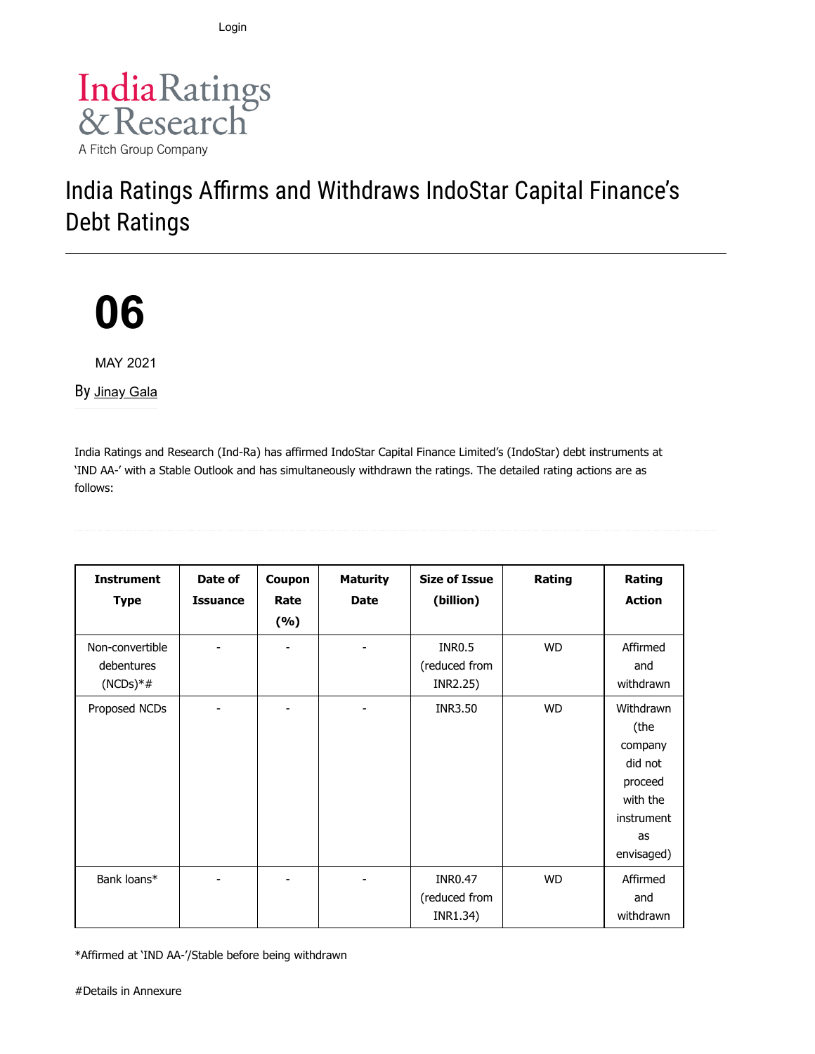Login

India Ratings & Research

A Fitch Group Company

# India Ratings Affirms and Withdraws IndoStar Capital Finance's Debt Ratings

**06**

MAY 2021

By Jinay Gala

India Ratings and Research (Ind-Ra) has affirmed IndoStar Capital Finance Limited's (IndoStar) debt instruments at 'IND AA-' with a Stable Outlook and has simultaneously withdrawn the ratings. The detailed rating actions are as follows:

| Instrument Type | Date of Issuance | Coupon Rate (%) | Maturity Date | Size of Issue (billion) | Rating | Rating Action |
|---|---|---|---|---|---|---|
| Non-convertible debentures (NCDs)*# | - | - | - | INR0.5 (reduced from INR2.25) | WD | Affirmed and withdrawn |
| Proposed NCDs | - | - | - | INR3.50 | WD | Withdrawn (the company did not proceed with the instrument as envisaged) |
| Bank loans* | - | - | - | INR0.47 (reduced from INR1.34) | WD | Affirmed and withdrawn |

*Affirmed at 'IND AA-'/Stable before being withdrawn

#Details in Annexure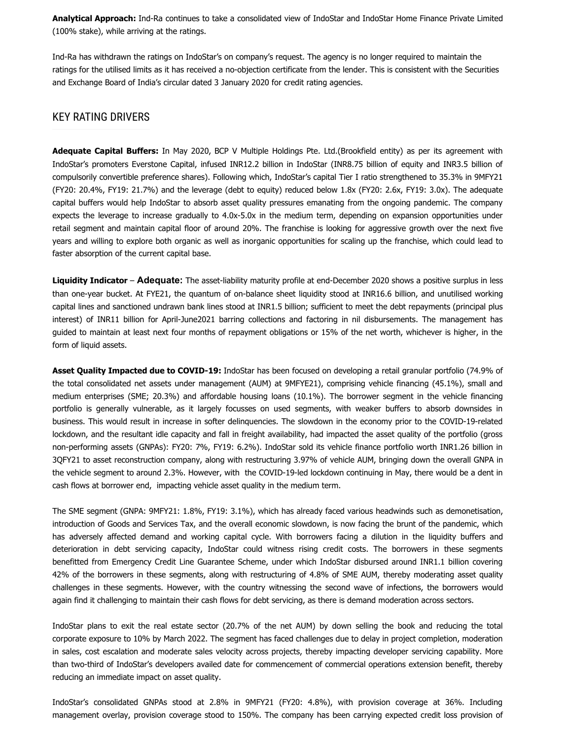**Analytical Approach:** Ind-Ra continues to take a consolidated view of IndoStar and IndoStar Home Finance Private Limited (100% stake), while arriving at the ratings.

Ind-Ra has withdrawn the ratings on IndoStar's on company's request. The agency is no longer required to maintain the ratings for the utilised limits as it has received a no-objection certificate from the lender. This is consistent with the Securities and Exchange Board of India's circular dated 3 January 2020 for credit rating agencies.

## KEY RATING DRIVERS

**Adequate Capital Buffers:** In May 2020, BCP V Multiple Holdings Pte. Ltd.(Brookfield entity) as per its agreement with IndoStar's promoters Everstone Capital, infused INR12.2 billion in IndoStar (INR8.75 billion of equity and INR3.5 billion of compulsorily convertible preference shares). Following which, IndoStar's capital Tier I ratio strengthened to 35.3% in 9MFY21 (FY20: 20.4%, FY19: 21.7%) and the leverage (debt to equity) reduced below 1.8x (FY20: 2.6x, FY19: 3.0x). The adequate capital buffers would help IndoStar to absorb asset quality pressures emanating from the ongoing pandemic. The company expects the leverage to increase gradually to 4.0x-5.0x in the medium term, depending on expansion opportunities under retail segment and maintain capital floor of around 20%. The franchise is looking for aggressive growth over the next five years and willing to explore both organic as well as inorganic opportunities for scaling up the franchise, which could lead to faster absorption of the current capital base.

**Liquidity Indicator** – **Adequate:** The asset-liability maturity profile at end-December 2020 shows a positive surplus in less than one-year bucket. At FYE21, the quantum of on-balance sheet liquidity stood at INR16.6 billion, and unutilised working capital lines and sanctioned undrawn bank lines stood at INR1.5 billion; sufficient to meet the debt repayments (principal plus interest) of INR11 billion for April-June2021 barring collections and factoring in nil disbursements. The management has guided to maintain at least next four months of repayment obligations or 15% of the net worth, whichever is higher, in the form of liquid assets.

**Asset Quality Impacted due to COVID-19:** IndoStar has been focused on developing a retail granular portfolio (74.9% of the total consolidated net assets under management (AUM) at 9MFYE21), comprising vehicle financing (45.1%), small and medium enterprises (SME; 20.3%) and affordable housing loans (10.1%). The borrower segment in the vehicle financing portfolio is generally vulnerable, as it largely focusses on used segments, with weaker buffers to absorb downsides in business. This would result in increase in softer delinquencies. The slowdown in the economy prior to the COVID-19-related lockdown, and the resultant idle capacity and fall in freight availability, had impacted the asset quality of the portfolio (gross non-performing assets (GNPAs): FY20: 7%, FY19: 6.2%). IndoStar sold its vehicle finance portfolio worth INR1.26 billion in 3QFY21 to asset reconstruction company, along with restructuring 3.97% of vehicle AUM, bringing down the overall GNPA in the vehicle segment to around 2.3%. However, with the COVID-19-led lockdown continuing in May, there would be a dent in cash flows at borrower end, impacting vehicle asset quality in the medium term.

The SME segment (GNPA: 9MFY21: 1.8%, FY19: 3.1%), which has already faced various headwinds such as demonetisation, introduction of Goods and Services Tax, and the overall economic slowdown, is now facing the brunt of the pandemic, which has adversely affected demand and working capital cycle. With borrowers facing a dilution in the liquidity buffers and deterioration in debt servicing capacity, IndoStar could witness rising credit costs. The borrowers in these segments benefitted from Emergency Credit Line Guarantee Scheme, under which IndoStar disbursed around INR1.1 billion covering 42% of the borrowers in these segments, along with restructuring of 4.8% of SME AUM, thereby moderating asset quality challenges in these segments. However, with the country witnessing the second wave of infections, the borrowers would again find it challenging to maintain their cash flows for debt servicing, as there is demand moderation across sectors.

IndoStar plans to exit the real estate sector (20.7% of the net AUM) by down selling the book and reducing the total corporate exposure to 10% by March 2022. The segment has faced challenges due to delay in project completion, moderation in sales, cost escalation and moderate sales velocity across projects, thereby impacting developer servicing capability. More than two-third of IndoStar's developers availed date for commencement of commercial operations extension benefit, thereby reducing an immediate impact on asset quality.

IndoStar's consolidated GNPAs stood at 2.8% in 9MFY21 (FY20: 4.8%), with provision coverage at 36%. Including management overlay, provision coverage stood to 150%. The company has been carrying expected credit loss provision of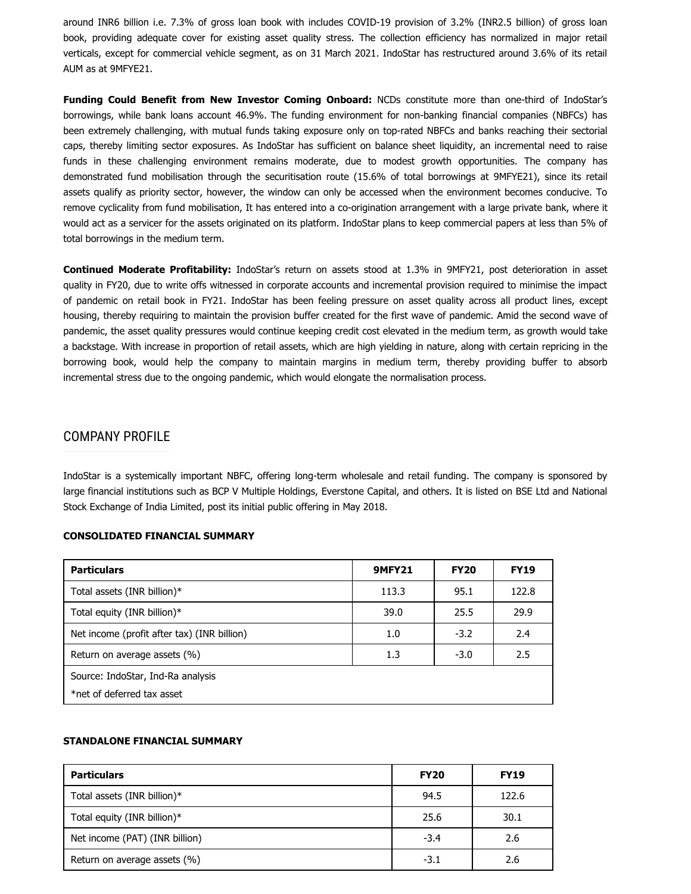around INR6 billion i.e. 7.3% of gross loan book with includes COVID-19 provision of 3.2% (INR2.5 billion) of gross loan book, providing adequate cover for existing asset quality stress. The collection efficiency has normalized in major retail verticals, except for commercial vehicle segment, as on 31 March 2021. IndoStar has restructured around 3.6% of its retail AUM as at 9MFYE21.

**Funding Could Benefit from New Investor Coming Onboard:** NCDs constitute more than one-third of IndoStar's borrowings, while bank loans account 46.9%. The funding environment for non-banking financial companies (NBFCs) has been extremely challenging, with mutual funds taking exposure only on top-rated NBFCs and banks reaching their sectorial caps, thereby limiting sector exposures. As IndoStar has sufficient on balance sheet liquidity, an incremental need to raise funds in these challenging environment remains moderate, due to modest growth opportunities. The company has demonstrated fund mobilisation through the securitisation route (15.6% of total borrowings at 9MFYE21), since its retail assets qualify as priority sector, however, the window can only be accessed when the environment becomes conducive. To remove cyclicality from fund mobilisation, It has entered into a co-origination arrangement with a large private bank, where it would act as a servicer for the assets originated on its platform. IndoStar plans to keep commercial papers at less than 5% of total borrowings in the medium term.

**Continued Moderate Profitability:** IndoStar's return on assets stood at 1.3% in 9MFY21, post deterioration in asset quality in FY20, due to write offs witnessed in corporate accounts and incremental provision required to minimise the impact of pandemic on retail book in FY21. IndoStar has been feeling pressure on asset quality across all product lines, except housing, thereby requiring to maintain the provision buffer created for the first wave of pandemic. Amid the second wave of pandemic, the asset quality pressures would continue keeping credit cost elevated in the medium term, as growth would take a backstage. With increase in proportion of retail assets, which are high yielding in nature, along with certain repricing in the borrowing book, would help the company to maintain margins in medium term, thereby providing buffer to absorb incremental stress due to the ongoing pandemic, which would elongate the normalisation process.

## COMPANY PROFILE

IndoStar is a systemically important NBFC, offering long-term wholesale and retail funding. The company is sponsored by large financial institutions such as BCP V Multiple Holdings, Everstone Capital, and others. It is listed on BSE Ltd and National Stock Exchange of India Limited, post its initial public offering in May 2018.

**CONSOLIDATED FINANCIAL SUMMARY**

| Particulars | 9MFY21 | FY20 | FY19 |
|---|---|---|---|
| Total assets (INR billion)* | 113.3 | 95.1 | 122.8 |
| Total equity (INR billion)* | 39.0 | 25.5 | 29.9 |
| Net income (profit after tax) (INR billion) | 1.0 | -3.2 | 2.4 |
| Return on average assets (%) | 1.3 | -3.0 | 2.5 |
| Source: IndoStar, Ind-Ra analysis<br>*net of deferred tax asset | | | |

**STANDALONE FINANCIAL SUMMARY**

| Particulars | FY20 | FY19 |
|---|---|---|
| Total assets (INR billion)* | 94.5 | 122.6 |
| Total equity (INR billion)* | 25.6 | 30.1 |
| Net income (PAT) (INR billion) | -3.4 | 2.6 |
| Return on average assets (%) | -3.1 | 2.6 |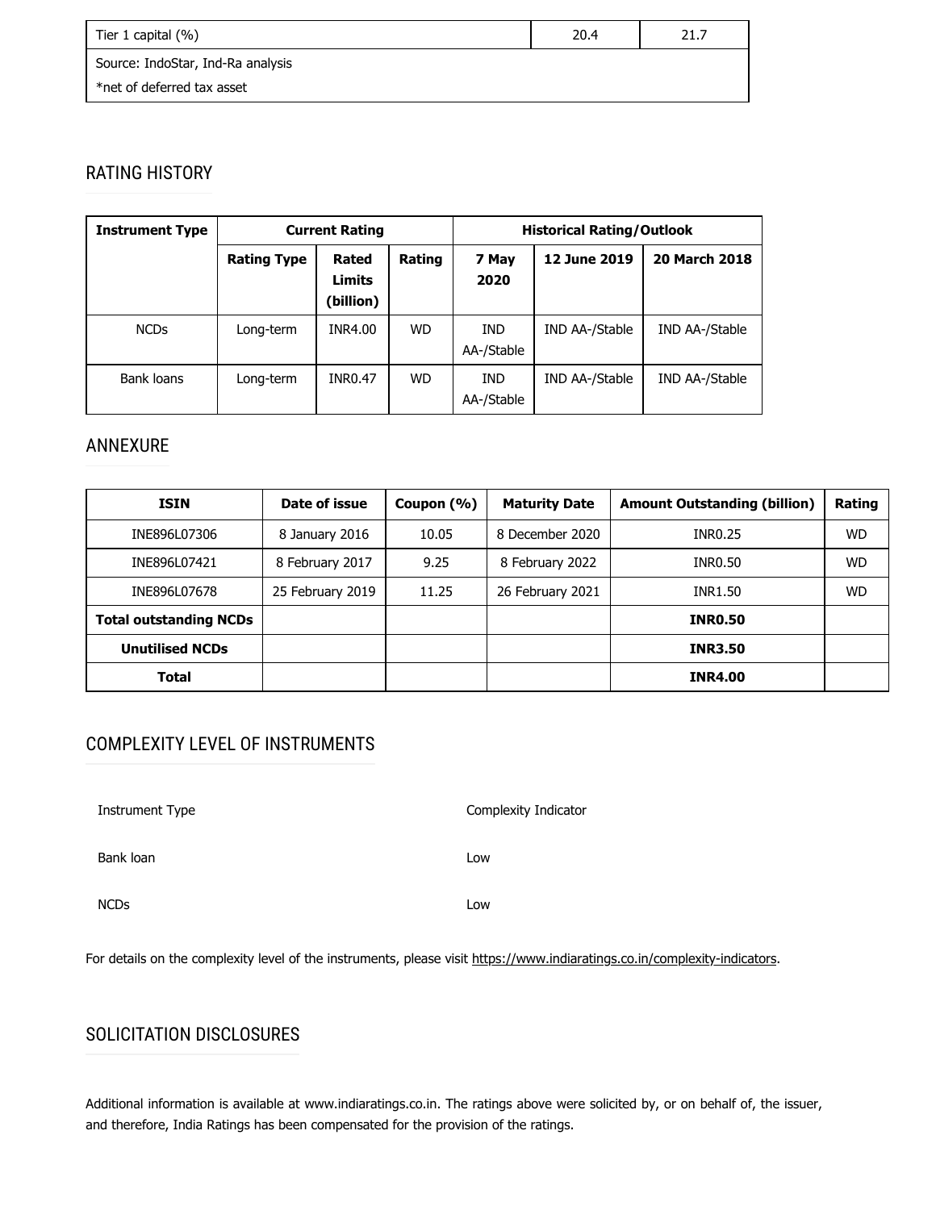| Tier 1 capital (%) | 20.4 | 21.7 |
|---|---|---|
| Source: IndoStar, Ind-Ra analysis<br>*net of deferred tax asset | | |

## RATING HISTORY

| Instrument Type | Current Rating | | | Historical Rating/Outlook | | |
|---|---|---|---|---|---|---|
| | Rating Type | Rated Limits (billion) | Rating | 7 May 2020 | 12 June 2019 | 20 March 2018 |
| NCDs | Long-term | INR4.00 | WD | IND AA-/Stable | IND AA-/Stable | IND AA-/Stable |
| Bank loans | Long-term | INR0.47 | WD | IND AA-/Stable | IND AA-/Stable | IND AA-/Stable |

## ANNEXURE

| ISIN | Date of issue | Coupon (%) | Maturity Date | Amount Outstanding (billion) | Rating |
|---|---|---|---|---|---|
| INE896L07306 | 8 January 2016 | 10.05 | 8 December 2020 | INR0.25 | WD |
| INE896L07421 | 8 February 2017 | 9.25 | 8 February 2022 | INR0.50 | WD |
| INE896L07678 | 25 February 2019 | 11.25 | 26 February 2021 | INR1.50 | WD |
| **Total outstanding NCDs** | | | | **INR0.50** | |
| **Unutilised NCDs** | | | | **INR3.50** | |
| **Total** | | | | **INR4.00** | |

## COMPLEXITY LEVEL OF INSTRUMENTS

| Instrument Type | Complexity Indicator |
|---|---|
| Bank loan | Low |
| NCDs | Low |

For details on the complexity level of the instruments, please visit https://www.indiaratings.co.in/complexity-indicators.

## SOLICITATION DISCLOSURES

Additional information is available at www.indiaratings.co.in. The ratings above were solicited by, or on behalf of, the issuer, and therefore, India Ratings has been compensated for the provision of the ratings.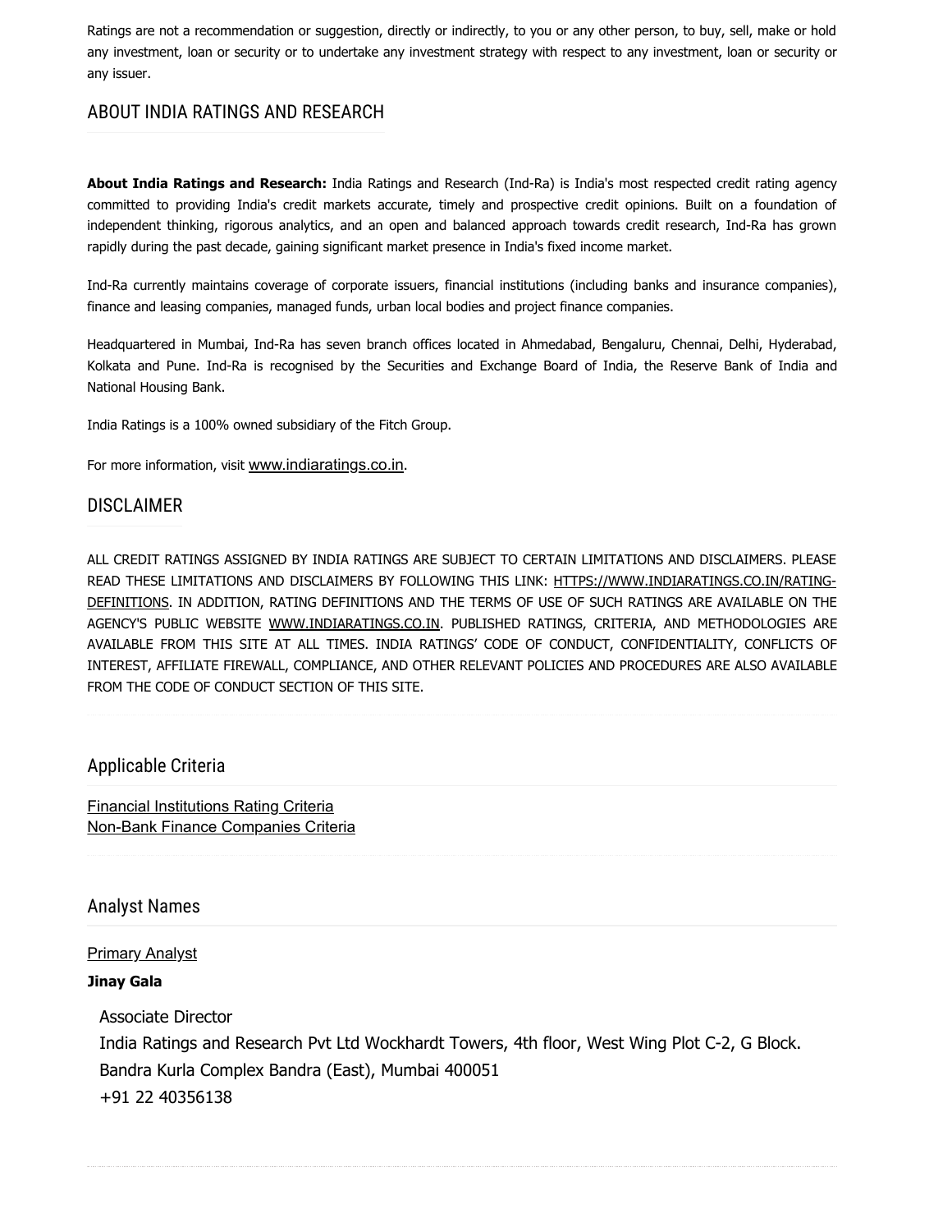Ratings are not a recommendation or suggestion, directly or indirectly, to you or any other person, to buy, sell, make or hold any investment, loan or security or to undertake any investment strategy with respect to any investment, loan or security or any issuer.

## ABOUT INDIA RATINGS AND RESEARCH

**About India Ratings and Research:** India Ratings and Research (Ind-Ra) is India's most respected credit rating agency committed to providing India's credit markets accurate, timely and prospective credit opinions. Built on a foundation of independent thinking, rigorous analytics, and an open and balanced approach towards credit research, Ind-Ra has grown rapidly during the past decade, gaining significant market presence in India's fixed income market.

Ind-Ra currently maintains coverage of corporate issuers, financial institutions (including banks and insurance companies), finance and leasing companies, managed funds, urban local bodies and project finance companies.

Headquartered in Mumbai, Ind-Ra has seven branch offices located in Ahmedabad, Bengaluru, Chennai, Delhi, Hyderabad, Kolkata and Pune. Ind-Ra is recognised by the Securities and Exchange Board of India, the Reserve Bank of India and National Housing Bank.

India Ratings is a 100% owned subsidiary of the Fitch Group.

For more information, visit www.indiaratings.co.in.

## DISCLAIMER

ALL CREDIT RATINGS ASSIGNED BY INDIA RATINGS ARE SUBJECT TO CERTAIN LIMITATIONS AND DISCLAIMERS. PLEASE READ THESE LIMITATIONS AND DISCLAIMERS BY FOLLOWING THIS LINK: HTTPS://WWW.INDIARATINGS.CO.IN/RATING-DEFINITIONS. IN ADDITION, RATING DEFINITIONS AND THE TERMS OF USE OF SUCH RATINGS ARE AVAILABLE ON THE AGENCY'S PUBLIC WEBSITE WWW.INDIARATINGS.CO.IN. PUBLISHED RATINGS, CRITERIA, AND METHODOLOGIES ARE AVAILABLE FROM THIS SITE AT ALL TIMES. INDIA RATINGS' CODE OF CONDUCT, CONFIDENTIALITY, CONFLICTS OF INTEREST, AFFILIATE FIREWALL, COMPLIANCE, AND OTHER RELEVANT POLICIES AND PROCEDURES ARE ALSO AVAILABLE FROM THE CODE OF CONDUCT SECTION OF THIS SITE.

## Applicable Criteria

Financial Institutions Rating Criteria
Non-Bank Finance Companies Criteria

## Analyst Names

Primary Analyst

**Jinay Gala**

Associate Director
India Ratings and Research Pvt Ltd Wockhardt Towers, 4th floor, West Wing Plot C-2, G Block.
Bandra Kurla Complex Bandra (East), Mumbai 400051
+91 22 40356138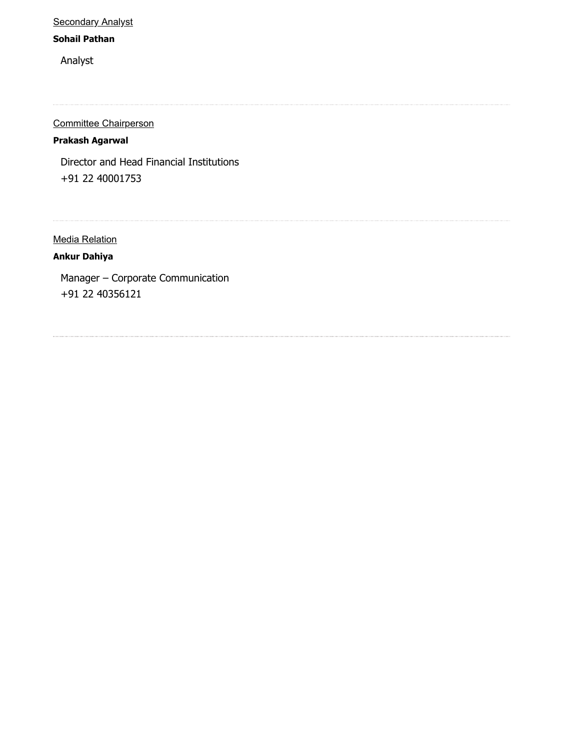Secondary Analyst

**Sohail Pathan**

Analyst

---

Committee Chairperson

**Prakash Agarwal**

Director and Head Financial Institutions
+91 22 40001753

---

Media Relation

**Ankur Dahiya**

Manager – Corporate Communication
+91 22 40356121

---